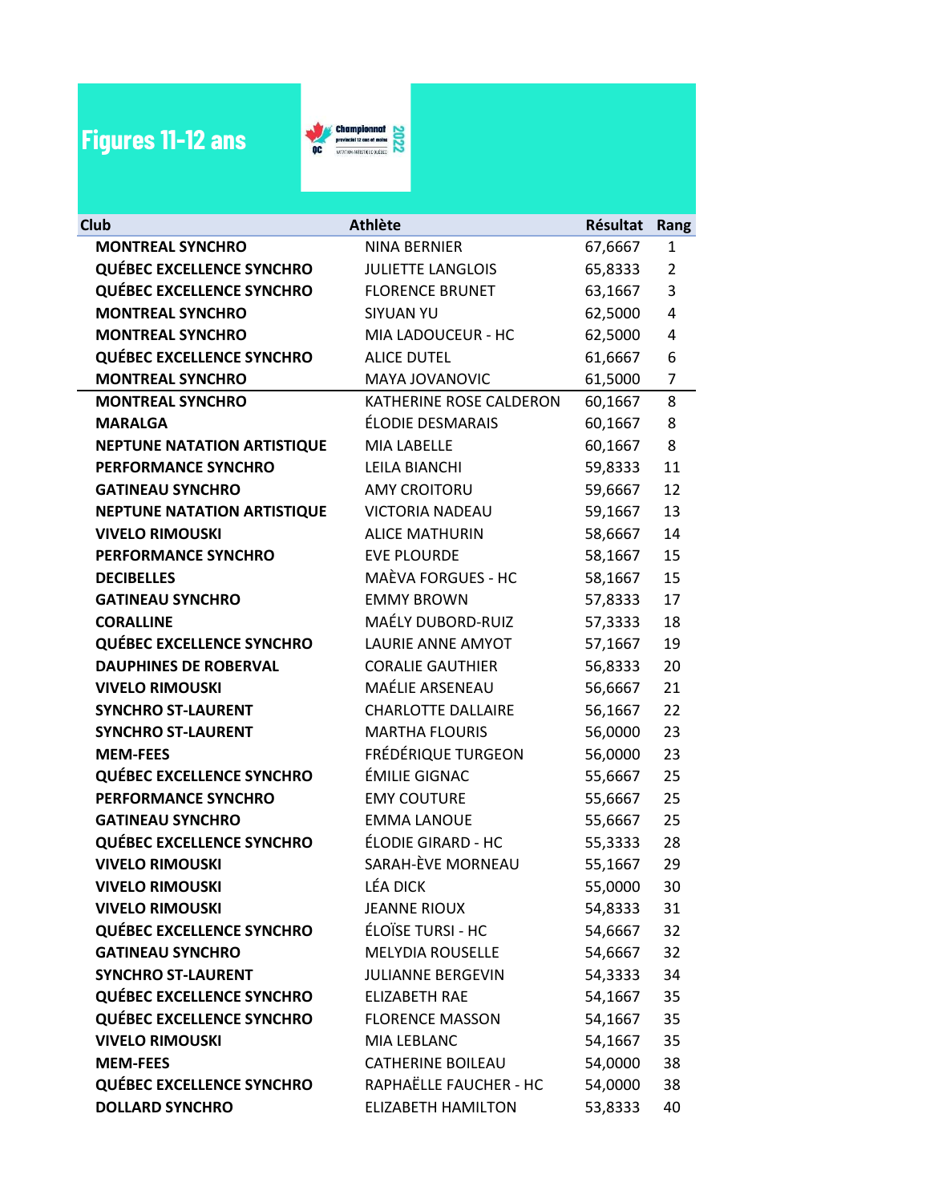# Figures 11-12 ans

Championnat provincial 12 ans et moins 2022

| Club | Athlète | Résultat | Rang |
|---|---|---|---|
| MONTREAL SYNCHRO | NINA BERNIER | 67,6667 | 1 |
| QUÉBEC EXCELLENCE SYNCHRO | JULIETTE LANGLOIS | 65,8333 | 2 |
| QUÉBEC EXCELLENCE SYNCHRO | FLORENCE BRUNET | 63,1667 | 3 |
| MONTREAL SYNCHRO | SIYUAN YU | 62,5000 | 4 |
| MONTREAL SYNCHRO | MIA LADOUCEUR - HC | 62,5000 | 4 |
| QUÉBEC EXCELLENCE SYNCHRO | ALICE DUTEL | 61,6667 | 6 |
| MONTREAL SYNCHRO | MAYA JOVANOVIC | 61,5000 | 7 |
| MONTREAL SYNCHRO | KATHERINE ROSE CALDERON | 60,1667 | 8 |
| MARALGA | ÉLODIE DESMARAIS | 60,1667 | 8 |
| NEPTUNE NATATION ARTISTIQUE | MIA LABELLE | 60,1667 | 8 |
| PERFORMANCE SYNCHRO | LEILA BIANCHI | 59,8333 | 11 |
| GATINEAU SYNCHRO | AMY CROITORU | 59,6667 | 12 |
| NEPTUNE NATATION ARTISTIQUE | VICTORIA NADEAU | 59,1667 | 13 |
| VIVELO RIMOUSKI | ALICE MATHURIN | 58,6667 | 14 |
| PERFORMANCE SYNCHRO | EVE PLOURDE | 58,1667 | 15 |
| DECIBELLES | MAÈVA FORGUES - HC | 58,1667 | 15 |
| GATINEAU SYNCHRO | EMMY BROWN | 57,8333 | 17 |
| CORALLINE | MAÉLY DUBORD-RUIZ | 57,3333 | 18 |
| QUÉBEC EXCELLENCE SYNCHRO | LAURIE ANNE AMYOT | 57,1667 | 19 |
| DAUPHINES DE ROBERVAL | CORALIE GAUTHIER | 56,8333 | 20 |
| VIVELO RIMOUSKI | MAÉLIE ARSENEAU | 56,6667 | 21 |
| SYNCHRO ST-LAURENT | CHARLOTTE DALLAIRE | 56,1667 | 22 |
| SYNCHRO ST-LAURENT | MARTHA FLOURIS | 56,0000 | 23 |
| MEM-FEES | FRÉDÉRIQUE TURGEON | 56,0000 | 23 |
| QUÉBEC EXCELLENCE SYNCHRO | ÉMILIE GIGNAC | 55,6667 | 25 |
| PERFORMANCE SYNCHRO | EMY COUTURE | 55,6667 | 25 |
| GATINEAU SYNCHRO | EMMA LANOUE | 55,6667 | 25 |
| QUÉBEC EXCELLENCE SYNCHRO | ÉLODIE GIRARD - HC | 55,3333 | 28 |
| VIVELO RIMOUSKI | SARAH-ÈVE MORNEAU | 55,1667 | 29 |
| VIVELO RIMOUSKI | LÉA DICK | 55,0000 | 30 |
| VIVELO RIMOUSKI | JEANNE RIOUX | 54,8333 | 31 |
| QUÉBEC EXCELLENCE SYNCHRO | ÉLOÏSE TURSI - HC | 54,6667 | 32 |
| GATINEAU SYNCHRO | MELYDIA ROUSELLE | 54,6667 | 32 |
| SYNCHRO ST-LAURENT | JULIANNE BERGEVIN | 54,3333 | 34 |
| QUÉBEC EXCELLENCE SYNCHRO | ELIZABETH RAE | 54,1667 | 35 |
| QUÉBEC EXCELLENCE SYNCHRO | FLORENCE MASSON | 54,1667 | 35 |
| VIVELO RIMOUSKI | MIA LEBLANC | 54,1667 | 35 |
| MEM-FEES | CATHERINE BOILEAU | 54,0000 | 38 |
| QUÉBEC EXCELLENCE SYNCHRO | RAPHAËLLE FAUCHER - HC | 54,0000 | 38 |
| DOLLARD SYNCHRO | ELIZABETH HAMILTON | 53,8333 | 40 |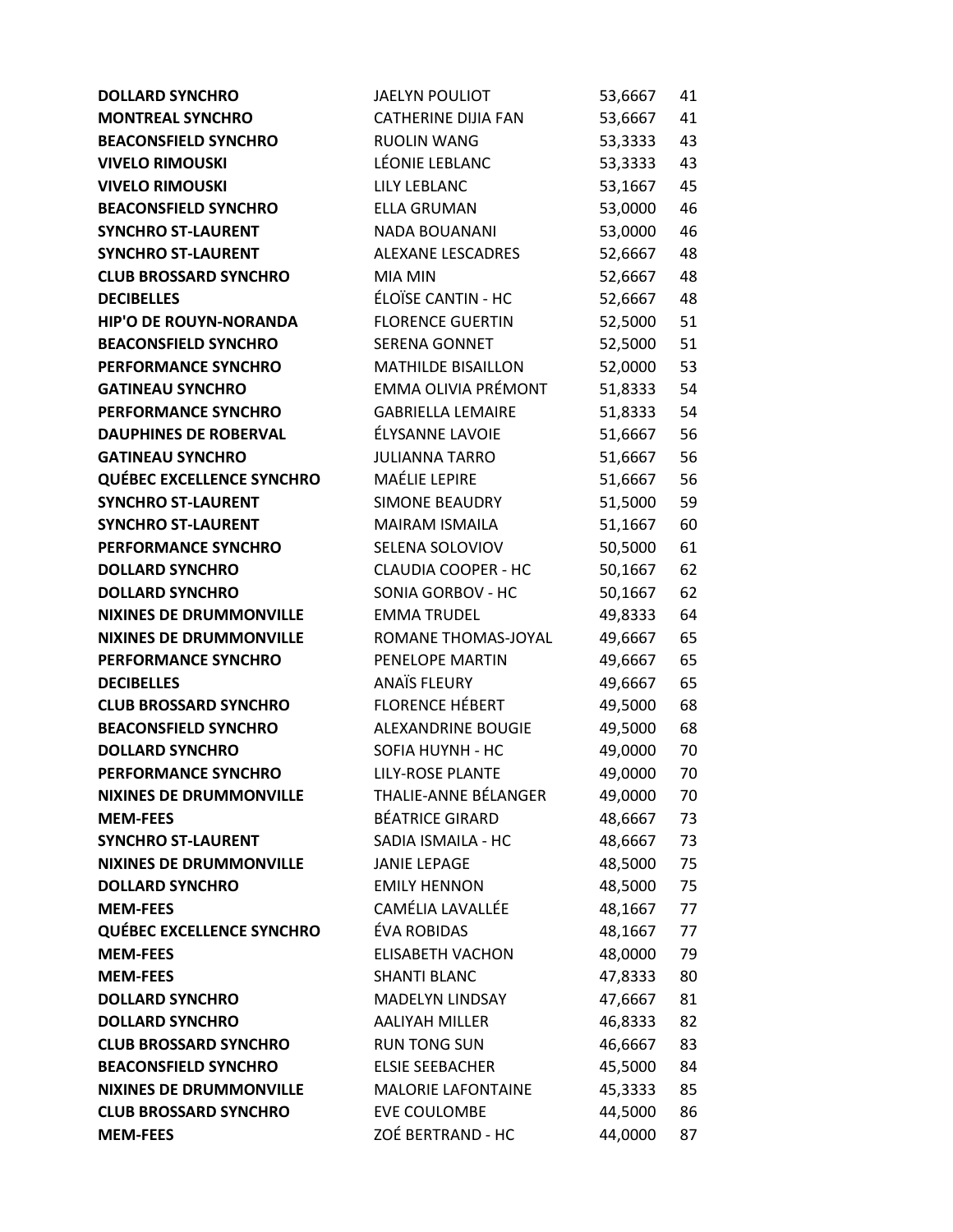| | | | |
|---|---|---|---|
| **DOLLARD SYNCHRO** | JAELYN POULIOT | 53,6667 | 41 |
| **MONTREAL SYNCHRO** | CATHERINE DIJIA FAN | 53,6667 | 41 |
| **BEACONSFIELD SYNCHRO** | RUOLIN WANG | 53,3333 | 43 |
| **VIVELO RIMOUSKI** | LÉONIE LEBLANC | 53,3333 | 43 |
| **VIVELO RIMOUSKI** | LILY LEBLANC | 53,1667 | 45 |
| **BEACONSFIELD SYNCHRO** | ELLA GRUMAN | 53,0000 | 46 |
| **SYNCHRO ST-LAURENT** | NADA BOUANANI | 53,0000 | 46 |
| **SYNCHRO ST-LAURENT** | ALEXANE LESCADRES | 52,6667 | 48 |
| **CLUB BROSSARD SYNCHRO** | MIA MIN | 52,6667 | 48 |
| **DECIBELLES** | ÉLOÏSE CANTIN - HC | 52,6667 | 48 |
| **HIP'O DE ROUYN-NORANDA** | FLORENCE GUERTIN | 52,5000 | 51 |
| **BEACONSFIELD SYNCHRO** | SERENA GONNET | 52,5000 | 51 |
| **PERFORMANCE SYNCHRO** | MATHILDE BISAILLON | 52,0000 | 53 |
| **GATINEAU SYNCHRO** | EMMA OLIVIA PRÉMONT | 51,8333 | 54 |
| **PERFORMANCE SYNCHRO** | GABRIELLA LEMAIRE | 51,8333 | 54 |
| **DAUPHINES DE ROBERVAL** | ÉLYSANNE LAVOIE | 51,6667 | 56 |
| **GATINEAU SYNCHRO** | JULIANNA TARRO | 51,6667 | 56 |
| **QUÉBEC EXCELLENCE SYNCHRO** | MAÉLIE LEPIRE | 51,6667 | 56 |
| **SYNCHRO ST-LAURENT** | SIMONE BEAUDRY | 51,5000 | 59 |
| **SYNCHRO ST-LAURENT** | MAIRAM ISMAILA | 51,1667 | 60 |
| **PERFORMANCE SYNCHRO** | SELENA SOLOVIOV | 50,5000 | 61 |
| **DOLLARD SYNCHRO** | CLAUDIA COOPER - HC | 50,1667 | 62 |
| **DOLLARD SYNCHRO** | SONIA GORBOV - HC | 50,1667 | 62 |
| **NIXINES DE DRUMMONVILLE** | EMMA TRUDEL | 49,8333 | 64 |
| **NIXINES DE DRUMMONVILLE** | ROMANE THOMAS-JOYAL | 49,6667 | 65 |
| **PERFORMANCE SYNCHRO** | PENELOPE MARTIN | 49,6667 | 65 |
| **DECIBELLES** | ANAÏS FLEURY | 49,6667 | 65 |
| **CLUB BROSSARD SYNCHRO** | FLORENCE HÉBERT | 49,5000 | 68 |
| **BEACONSFIELD SYNCHRO** | ALEXANDRINE BOUGIE | 49,5000 | 68 |
| **DOLLARD SYNCHRO** | SOFIA HUYNH - HC | 49,0000 | 70 |
| **PERFORMANCE SYNCHRO** | LILY-ROSE PLANTE | 49,0000 | 70 |
| **NIXINES DE DRUMMONVILLE** | THALIE-ANNE BÉLANGER | 49,0000 | 70 |
| **MEM-FEES** | BÉATRICE GIRARD | 48,6667 | 73 |
| **SYNCHRO ST-LAURENT** | SADIA ISMAILA - HC | 48,6667 | 73 |
| **NIXINES DE DRUMMONVILLE** | JANIE LEPAGE | 48,5000 | 75 |
| **DOLLARD SYNCHRO** | EMILY HENNON | 48,5000 | 75 |
| **MEM-FEES** | CAMÉLIA LAVALLÉE | 48,1667 | 77 |
| **QUÉBEC EXCELLENCE SYNCHRO** | ÉVA ROBIDAS | 48,1667 | 77 |
| **MEM-FEES** | ELISABETH VACHON | 48,0000 | 79 |
| **MEM-FEES** | SHANTI BLANC | 47,8333 | 80 |
| **DOLLARD SYNCHRO** | MADELYN LINDSAY | 47,6667 | 81 |
| **DOLLARD SYNCHRO** | AALIYAH MILLER | 46,8333 | 82 |
| **CLUB BROSSARD SYNCHRO** | RUN TONG SUN | 46,6667 | 83 |
| **BEACONSFIELD SYNCHRO** | ELSIE SEEBACHER | 45,5000 | 84 |
| **NIXINES DE DRUMMONVILLE** | MALORIE LAFONTAINE | 45,3333 | 85 |
| **CLUB BROSSARD SYNCHRO** | EVE COULOMBE | 44,5000 | 86 |
| **MEM-FEES** | ZOÉ BERTRAND - HC | 44,0000 | 87 |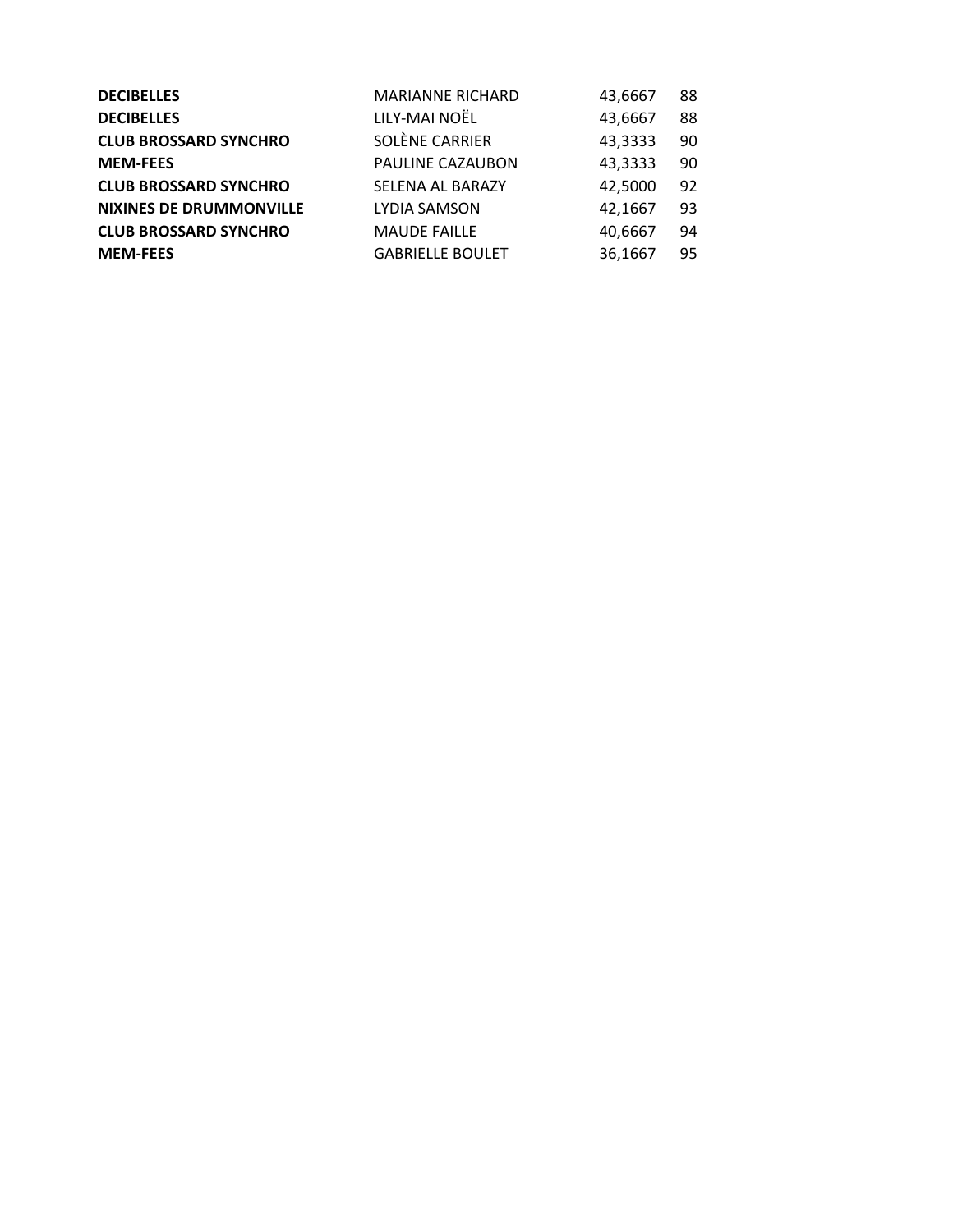| | | | |
|---|---|---|---|
| **DECIBELLES** | MARIANNE RICHARD | 43,6667 | 88 |
| **DECIBELLES** | LILY-MAI NOËL | 43,6667 | 88 |
| **CLUB BROSSARD SYNCHRO** | SOLÈNE CARRIER | 43,3333 | 90 |
| **MEM-FEES** | PAULINE CAZAUBON | 43,3333 | 90 |
| **CLUB BROSSARD SYNCHRO** | SELENA AL BARAZY | 42,5000 | 92 |
| **NIXINES DE DRUMMONVILLE** | LYDIA SAMSON | 42,1667 | 93 |
| **CLUB BROSSARD SYNCHRO** | MAUDE FAILLE | 40,6667 | 94 |
| **MEM-FEES** | GABRIELLE BOULET | 36,1667 | 95 |